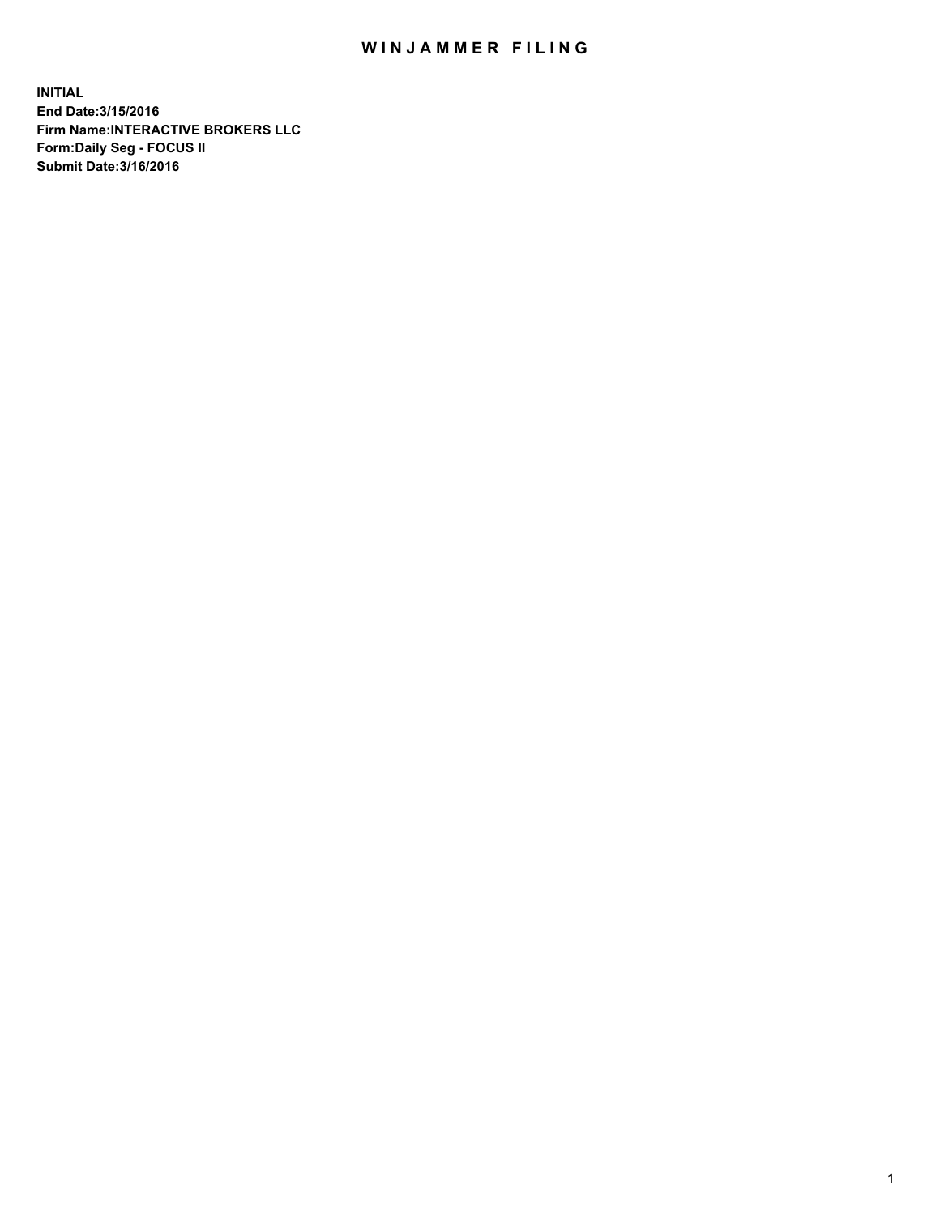# WINJAMMER FILING

**INITIAL**
**End Date:3/15/2016**
**Firm Name:INTERACTIVE BROKERS LLC**
**Form:Daily Seg - FOCUS II**
**Submit Date:3/16/2016**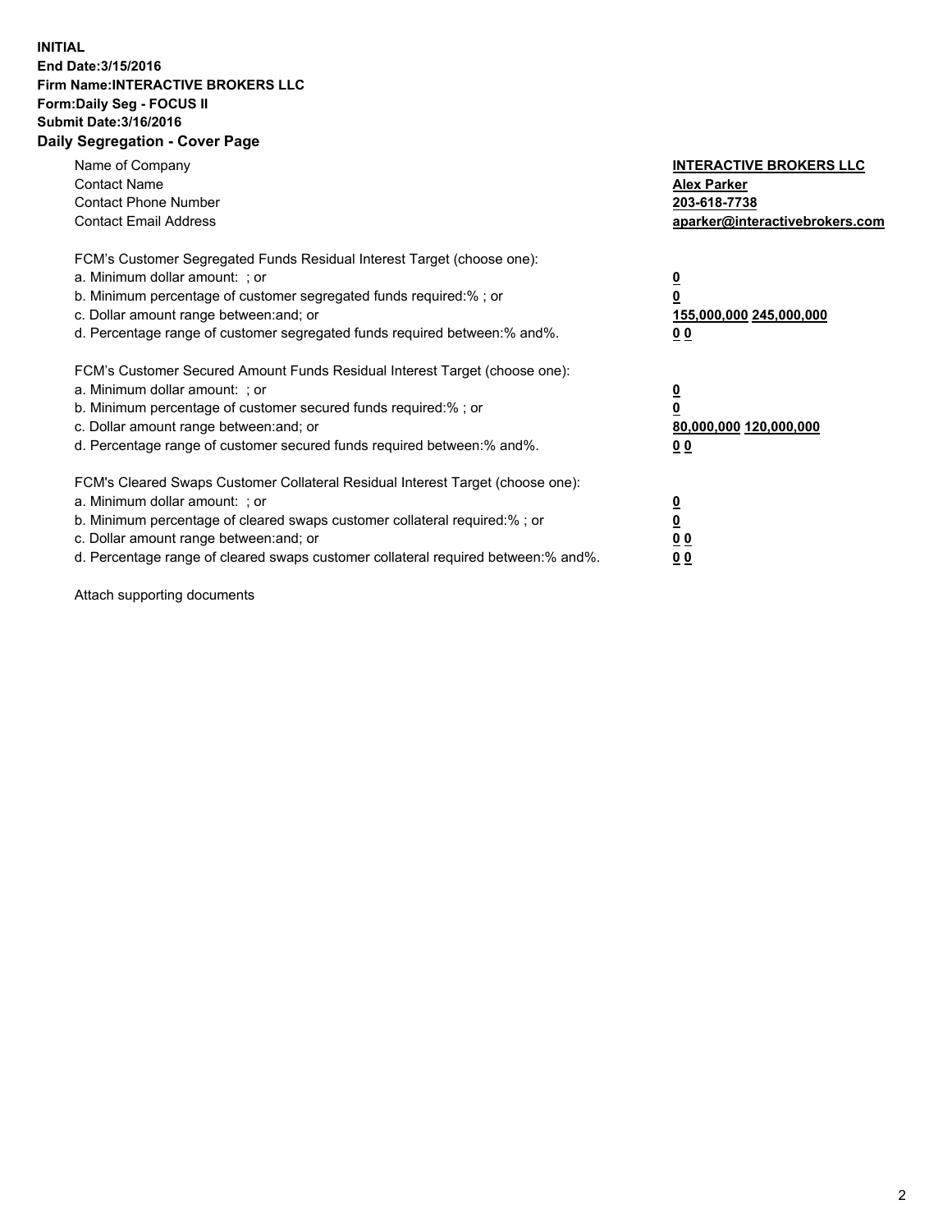**INITIAL**
**End Date:3/15/2016**
**Firm Name:INTERACTIVE BROKERS LLC**
**Form:Daily Seg - FOCUS II**
**Submit Date:3/16/2016**
**Daily Segregation - Cover Page**

| | |
|---|---|
| Name of Company | **INTERACTIVE BROKERS LLC** |
| Contact Name | **Alex Parker** |
| Contact Phone Number | **203-618-7738** |
| Contact Email Address | **aparker@interactivebrokers.com** |

FCM's Customer Segregated Funds Residual Interest Target (choose one):

| | |
|---|---|
| a. Minimum dollar amount: ; or | **0** |
| b. Minimum percentage of customer segregated funds required:% ; or | **0** |
| c. Dollar amount range between:and; or | **155,000,000 245,000,000** |
| d. Percentage range of customer segregated funds required between:% and%. | **0 0** |

FCM's Customer Secured Amount Funds Residual Interest Target (choose one):

| | |
|---|---|
| a. Minimum dollar amount: ; or | **0** |
| b. Minimum percentage of customer secured funds required:% ; or | **0** |
| c. Dollar amount range between:and; or | **80,000,000 120,000,000** |
| d. Percentage range of customer secured funds required between:% and%. | **0 0** |

FCM's Cleared Swaps Customer Collateral Residual Interest Target (choose one):

| | |
|---|---|
| a. Minimum dollar amount: ; or | **0** |
| b. Minimum percentage of cleared swaps customer collateral required:% ; or | **0** |
| c. Dollar amount range between:and; or | **0 0** |
| d. Percentage range of cleared swaps customer collateral required between:% and%. | **0 0** |

Attach supporting documents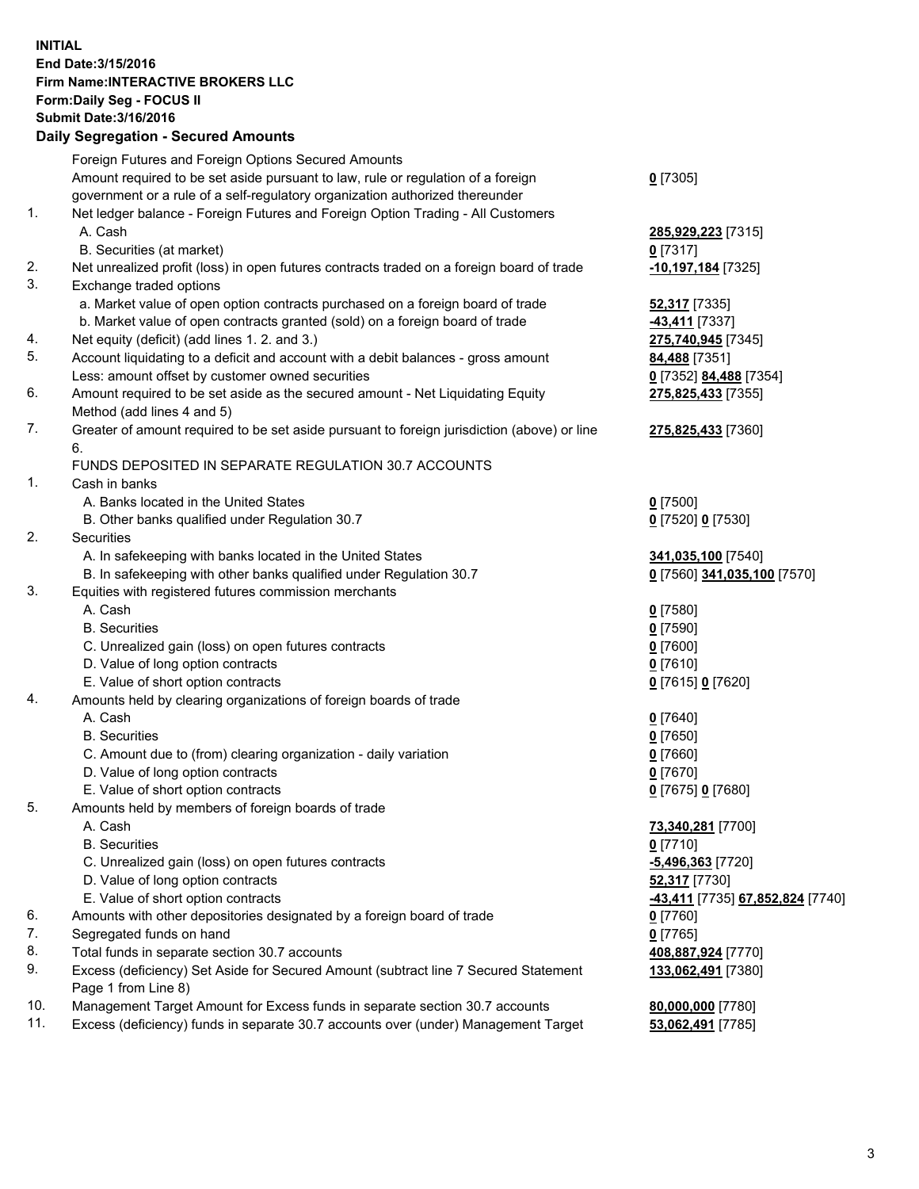**INITIAL**
**End Date:3/15/2016**
**Firm Name:INTERACTIVE BROKERS LLC**
**Form:Daily Seg - FOCUS II**
**Submit Date:3/16/2016**

**Daily Segregation - Secured Amounts**

| | | |
|---|---|---|
| | Foreign Futures and Foreign Options Secured Amounts | |
| | Amount required to be set aside pursuant to law, rule or regulation of a foreign government or a rule of a self-regulatory organization authorized thereunder | **0** [7305] |
| 1. | Net ledger balance - Foreign Futures and Foreign Option Trading - All Customers | |
| | A. Cash | **285,929,223** [7315] |
| | B. Securities (at market) | **0** [7317] |
| 2. | Net unrealized profit (loss) in open futures contracts traded on a foreign board of trade | **-10,197,184** [7325] |
| 3. | Exchange traded options | |
| | a. Market value of open option contracts purchased on a foreign board of trade | **52,317** [7335] |
| | b. Market value of open contracts granted (sold) on a foreign board of trade | **-43,411** [7337] |
| 4. | Net equity (deficit) (add lines 1. 2. and 3.) | **275,740,945** [7345] |
| 5. | Account liquidating to a deficit and account with a debit balances - gross amount | **84,488** [7351] |
| | Less: amount offset by customer owned securities | **0** [7352] **84,488** [7354] |
| 6. | Amount required to be set aside as the secured amount - Net Liquidating Equity Method (add lines 4 and 5) | **275,825,433** [7355] |
| 7. | Greater of amount required to be set aside pursuant to foreign jurisdiction (above) or line 6. | **275,825,433** [7360] |
| | FUNDS DEPOSITED IN SEPARATE REGULATION 30.7 ACCOUNTS | |
| 1. | Cash in banks | |
| | A. Banks located in the United States | **0** [7500] |
| | B. Other banks qualified under Regulation 30.7 | **0** [7520] **0** [7530] |
| 2. | Securities | |
| | A. In safekeeping with banks located in the United States | **341,035,100** [7540] |
| | B. In safekeeping with other banks qualified under Regulation 30.7 | **0** [7560] **341,035,100** [7570] |
| 3. | Equities with registered futures commission merchants | |
| | A. Cash | **0** [7580] |
| | B. Securities | **0** [7590] |
| | C. Unrealized gain (loss) on open futures contracts | **0** [7600] |
| | D. Value of long option contracts | **0** [7610] |
| | E. Value of short option contracts | **0** [7615] **0** [7620] |
| 4. | Amounts held by clearing organizations of foreign boards of trade | |
| | A. Cash | **0** [7640] |
| | B. Securities | **0** [7650] |
| | C. Amount due to (from) clearing organization - daily variation | **0** [7660] |
| | D. Value of long option contracts | **0** [7670] |
| | E. Value of short option contracts | **0** [7675] **0** [7680] |
| 5. | Amounts held by members of foreign boards of trade | |
| | A. Cash | **73,340,281** [7700] |
| | B. Securities | **0** [7710] |
| | C. Unrealized gain (loss) on open futures contracts | **-5,496,363** [7720] |
| | D. Value of long option contracts | **52,317** [7730] |
| | E. Value of short option contracts | **-43,411** [7735] **67,852,824** [7740] |
| 6. | Amounts with other depositories designated by a foreign board of trade | **0** [7760] |
| 7. | Segregated funds on hand | **0** [7765] |
| 8. | Total funds in separate section 30.7 accounts | **408,887,924** [7770] |
| 9. | Excess (deficiency) Set Aside for Secured Amount (subtract line 7 Secured Statement Page 1 from Line 8) | **133,062,491** [7380] |
| 10. | Management Target Amount for Excess funds in separate section 30.7 accounts | **80,000,000** [7780] |
| 11. | Excess (deficiency) funds in separate 30.7 accounts over (under) Management Target | **53,062,491** [7785] |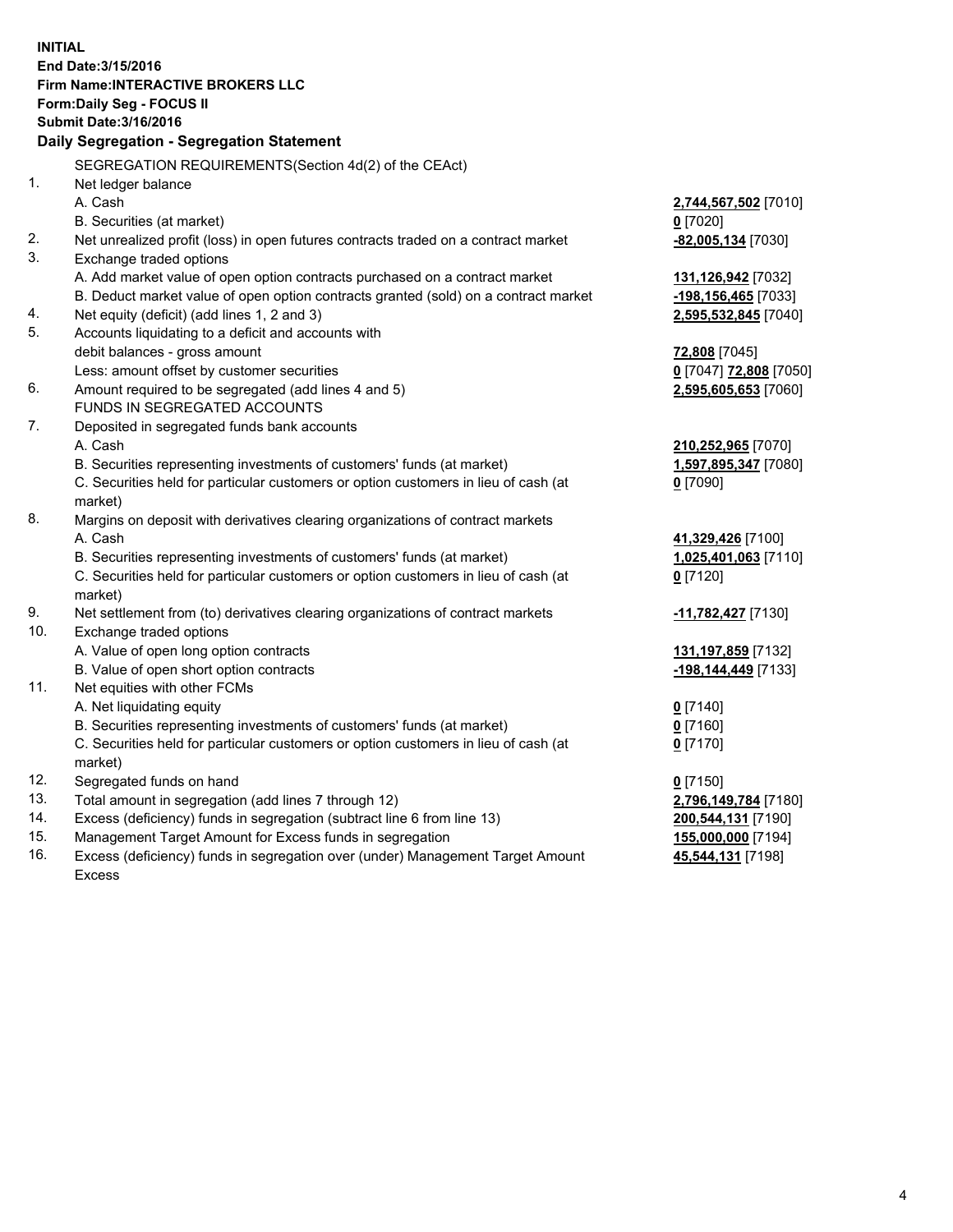**INITIAL**
**End Date:3/15/2016**
**Firm Name:INTERACTIVE BROKERS LLC**
**Form:Daily Seg - FOCUS II**
**Submit Date:3/16/2016**

**Daily Segregation - Segregation Statement**

| | | |
|---|---|---|
| | SEGREGATION REQUIREMENTS(Section 4d(2) of the CEAct) | |
| 1. | Net ledger balance | |
| | A. Cash | **2,744,567,502** [7010] |
| | B. Securities (at market) | **0** [7020] |
| 2. | Net unrealized profit (loss) in open futures contracts traded on a contract market | **-82,005,134** [7030] |
| 3. | Exchange traded options | |
| | A. Add market value of open option contracts purchased on a contract market | **131,126,942** [7032] |
| | B. Deduct market value of open option contracts granted (sold) on a contract market | **-198,156,465** [7033] |
| 4. | Net equity (deficit) (add lines 1, 2 and 3) | **2,595,532,845** [7040] |
| 5. | Accounts liquidating to a deficit and accounts with debit balances - gross amount | **72,808** [7045] |
| | Less: amount offset by customer securities | **0** [7047] **72,808** [7050] |
| 6. | Amount required to be segregated (add lines 4 and 5) | **2,595,605,653** [7060] |
| | FUNDS IN SEGREGATED ACCOUNTS | |
| 7. | Deposited in segregated funds bank accounts | |
| | A. Cash | **210,252,965** [7070] |
| | B. Securities representing investments of customers' funds (at market) | **1,597,895,347** [7080] |
| | C. Securities held for particular customers or option customers in lieu of cash (at market) | **0** [7090] |
| 8. | Margins on deposit with derivatives clearing organizations of contract markets | |
| | A. Cash | **41,329,426** [7100] |
| | B. Securities representing investments of customers' funds (at market) | **1,025,401,063** [7110] |
| | C. Securities held for particular customers or option customers in lieu of cash (at market) | **0** [7120] |
| 9. | Net settlement from (to) derivatives clearing organizations of contract markets | **-11,782,427** [7130] |
| 10. | Exchange traded options | |
| | A. Value of open long option contracts | **131,197,859** [7132] |
| | B. Value of open short option contracts | **-198,144,449** [7133] |
| 11. | Net equities with other FCMs | |
| | A. Net liquidating equity | **0** [7140] |
| | B. Securities representing investments of customers' funds (at market) | **0** [7160] |
| | C. Securities held for particular customers or option customers in lieu of cash (at market) | **0** [7170] |
| 12. | Segregated funds on hand | **0** [7150] |
| 13. | Total amount in segregation (add lines 7 through 12) | **2,796,149,784** [7180] |
| 14. | Excess (deficiency) funds in segregation (subtract line 6 from line 13) | **200,544,131** [7190] |
| 15. | Management Target Amount for Excess funds in segregation | **155,000,000** [7194] |
| 16. | Excess (deficiency) funds in segregation over (under) Management Target Amount Excess | **45,544,131** [7198] |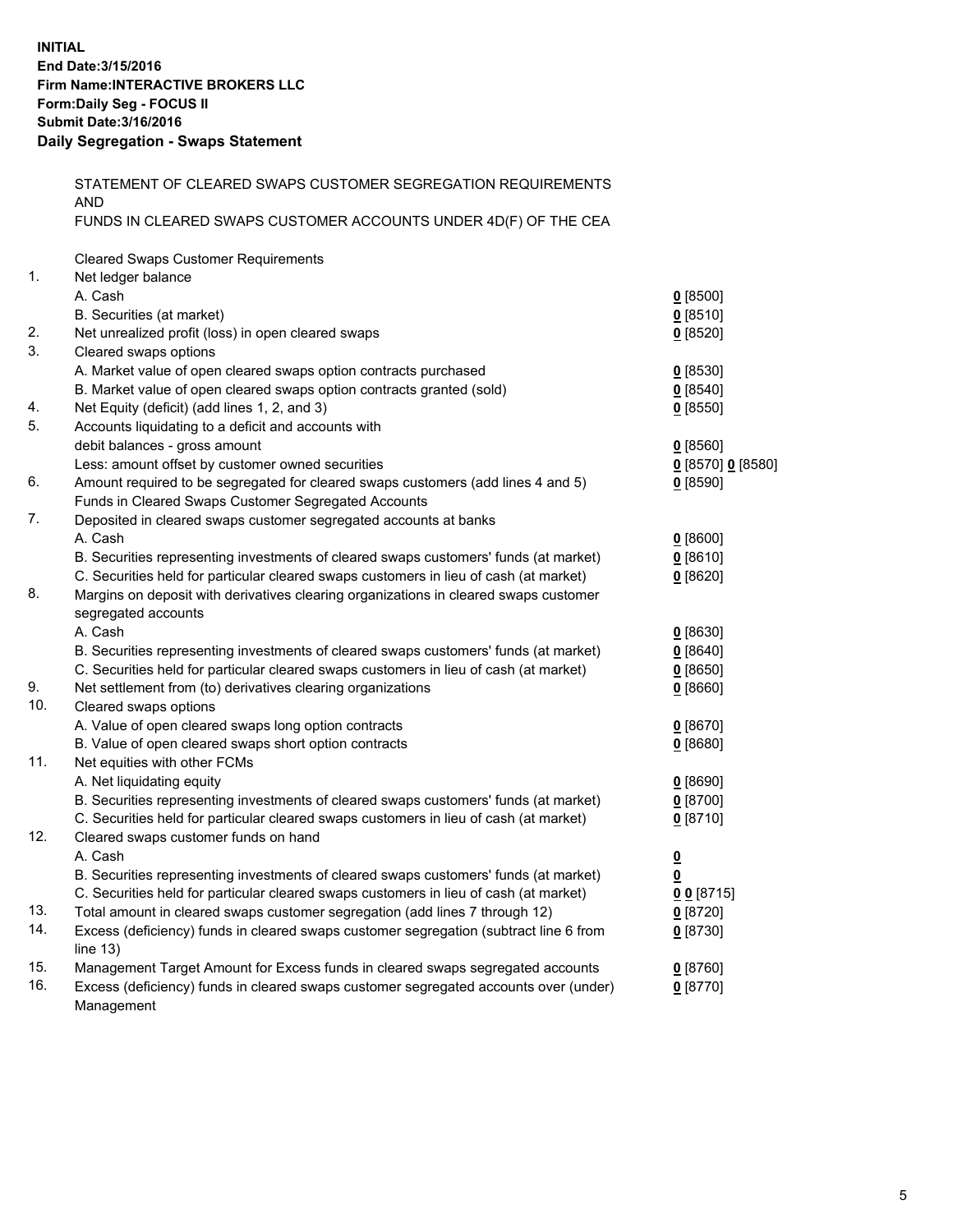**INITIAL**
**End Date:3/15/2016**
**Firm Name:INTERACTIVE BROKERS LLC**
**Form:Daily Seg - FOCUS II**
**Submit Date:3/16/2016**
**Daily Segregation - Swaps Statement**

STATEMENT OF CLEARED SWAPS CUSTOMER SEGREGATION REQUIREMENTS
AND
FUNDS IN CLEARED SWAPS CUSTOMER ACCOUNTS UNDER 4D(F) OF THE CEA

| | | |
|---|---|---|
| | Cleared Swaps Customer Requirements | |
| 1. | Net ledger balance | |
| | A. Cash | 0 [8500] |
| | B. Securities (at market) | 0 [8510] |
| 2. | Net unrealized profit (loss) in open cleared swaps | 0 [8520] |
| 3. | Cleared swaps options | |
| | A. Market value of open cleared swaps option contracts purchased | 0 [8530] |
| | B. Market value of open cleared swaps option contracts granted (sold) | 0 [8540] |
| 4. | Net Equity (deficit) (add lines 1, 2, and 3) | 0 [8550] |
| 5. | Accounts liquidating to a deficit and accounts with | |
| | debit balances - gross amount | 0 [8560] |
| | Less: amount offset by customer owned securities | 0 [8570] 0 [8580] |
| 6. | Amount required to be segregated for cleared swaps customers (add lines 4 and 5) | 0 [8590] |
| | Funds in Cleared Swaps Customer Segregated Accounts | |
| 7. | Deposited in cleared swaps customer segregated accounts at banks | |
| | A. Cash | 0 [8600] |
| | B. Securities representing investments of cleared swaps customers' funds (at market) | 0 [8610] |
| | C. Securities held for particular cleared swaps customers in lieu of cash (at market) | 0 [8620] |
| 8. | Margins on deposit with derivatives clearing organizations in cleared swaps customer segregated accounts | |
| | A. Cash | 0 [8630] |
| | B. Securities representing investments of cleared swaps customers' funds (at market) | 0 [8640] |
| | C. Securities held for particular cleared swaps customers in lieu of cash (at market) | 0 [8650] |
| 9. | Net settlement from (to) derivatives clearing organizations | 0 [8660] |
| 10. | Cleared swaps options | |
| | A. Value of open cleared swaps long option contracts | 0 [8670] |
| | B. Value of open cleared swaps short option contracts | 0 [8680] |
| 11. | Net equities with other FCMs | |
| | A. Net liquidating equity | 0 [8690] |
| | B. Securities representing investments of cleared swaps customers' funds (at market) | 0 [8700] |
| | C. Securities held for particular cleared swaps customers in lieu of cash (at market) | 0 [8710] |
| 12. | Cleared swaps customer funds on hand | |
| | A. Cash | 0 |
| | B. Securities representing investments of cleared swaps customers' funds (at market) | 0 |
| | C. Securities held for particular cleared swaps customers in lieu of cash (at market) | 0 0 [8715] |
| 13. | Total amount in cleared swaps customer segregation (add lines 7 through 12) | 0 [8720] |
| 14. | Excess (deficiency) funds in cleared swaps customer segregation (subtract line 6 from line 13) | 0 [8730] |
| 15. | Management Target Amount for Excess funds in cleared swaps segregated accounts | 0 [8760] |
| 16. | Excess (deficiency) funds in cleared swaps customer segregated accounts over (under) Management | 0 [8770] |